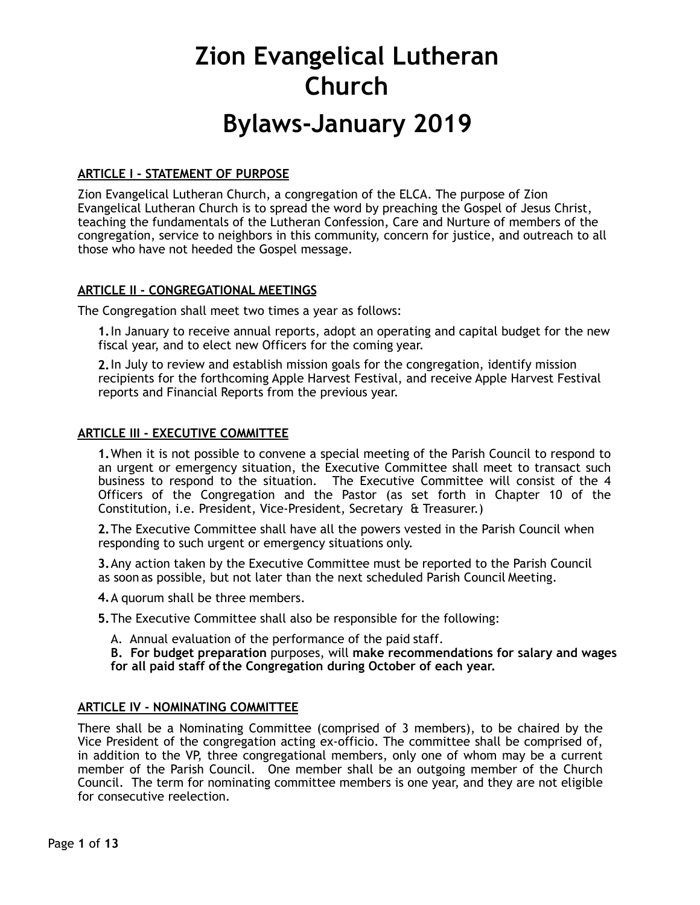# Zion Evangelical Lutheran Church

# Bylaws-January 2019

## ARTICLE I - STATEMENT OF PURPOSE

Zion Evangelical Lutheran Church, a congregation of the ELCA. The purpose of Zion Evangelical Lutheran Church is to spread the word by preaching the Gospel of Jesus Christ, teaching the fundamentals of the Lutheran Confession, Care and Nurture of members of the congregation, service to neighbors in this community, concern for justice, and outreach to all those who have not heeded the Gospel message.

## ARTICLE II - CONGREGATIONAL MEETINGS

The Congregation shall meet two times a year as follows:

**1.** In January to receive annual reports, adopt an operating and capital budget for the new fiscal year, and to elect new Officers for the coming year.

**2.** In July to review and establish mission goals for the congregation, identify mission recipients for the forthcoming Apple Harvest Festival, and receive Apple Harvest Festival reports and Financial Reports from the previous year.

## ARTICLE III - EXECUTIVE COMMITTEE

**1.** When it is not possible to convene a special meeting of the Parish Council to respond to an urgent or emergency situation, the Executive Committee shall meet to transact such business to respond to the situation. The Executive Committee will consist of the 4 Officers of the Congregation and the Pastor (as set forth in Chapter 10 of the Constitution, i.e. President, Vice-President, Secretary & Treasurer.)

**2.** The Executive Committee shall have all the powers vested in the Parish Council when responding to such urgent or emergency situations only.

**3.** Any action taken by the Executive Committee must be reported to the Parish Council as soon as possible, but not later than the next scheduled Parish Council Meeting.

**4.** A quorum shall be three members.

**5.** The Executive Committee shall also be responsible for the following:

A. Annual evaluation of the performance of the paid staff.

**B. For budget preparation** purposes, will **make recommendations for salary and wages for all paid staff of the Congregation during October of each year.**

## ARTICLE IV - NOMINATING COMMITTEE

There shall be a Nominating Committee (comprised of 3 members), to be chaired by the Vice President of the congregation acting ex-officio. The committee shall be comprised of, in addition to the VP, three congregational members, only one of whom may be a current member of the Parish Council. One member shall be an outgoing member of the Church Council. The term for nominating committee members is one year, and they are not eligible for consecutive reelection.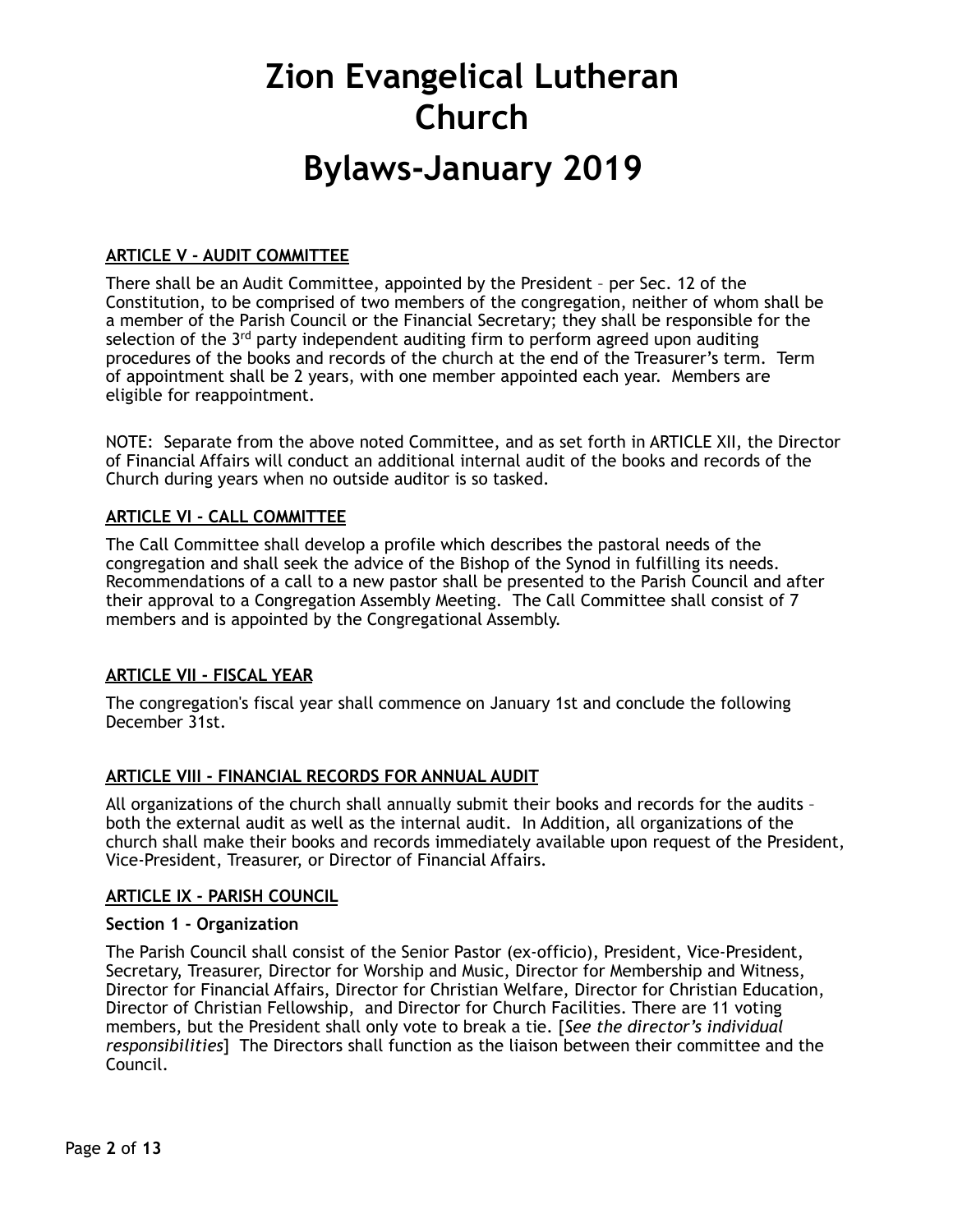# Zion Evangelical Lutheran Church

# Bylaws-January 2019

**ARTICLE V - AUDIT COMMITTEE**

There shall be an Audit Committee, appointed by the President – per Sec. 12 of the Constitution, to be comprised of two members of the congregation, neither of whom shall be a member of the Parish Council or the Financial Secretary; they shall be responsible for the selection of the 3rd party independent auditing firm to perform agreed upon auditing procedures of the books and records of the church at the end of the Treasurer's term. Term of appointment shall be 2 years, with one member appointed each year. Members are eligible for reappointment.

NOTE: Separate from the above noted Committee, and as set forth in ARTICLE XII, the Director of Financial Affairs will conduct an additional internal audit of the books and records of the Church during years when no outside auditor is so tasked.

**ARTICLE VI - CALL COMMITTEE**

The Call Committee shall develop a profile which describes the pastoral needs of the congregation and shall seek the advice of the Bishop of the Synod in fulfilling its needs. Recommendations of a call to a new pastor shall be presented to the Parish Council and after their approval to a Congregation Assembly Meeting. The Call Committee shall consist of 7 members and is appointed by the Congregational Assembly.

**ARTICLE VII - FISCAL YEAR**

The congregation's fiscal year shall commence on January 1st and conclude the following December 31st.

**ARTICLE VIII - FINANCIAL RECORDS FOR ANNUAL AUDIT**

All organizations of the church shall annually submit their books and records for the audits – both the external audit as well as the internal audit. In Addition, all organizations of the church shall make their books and records immediately available upon request of the President, Vice-President, Treasurer, or Director of Financial Affairs.

**ARTICLE IX – PARISH COUNCIL**

**Section 1 - Organization**

The Parish Council shall consist of the Senior Pastor (ex-officio), President, Vice-President, Secretary, Treasurer, Director for Worship and Music, Director for Membership and Witness, Director for Financial Affairs, Director for Christian Welfare, Director for Christian Education, Director of Christian Fellowship, and Director for Church Facilities. There are 11 voting members, but the President shall only vote to break a tie. [*See the director's individual responsibilities*] The Directors shall function as the liaison between their committee and the Council.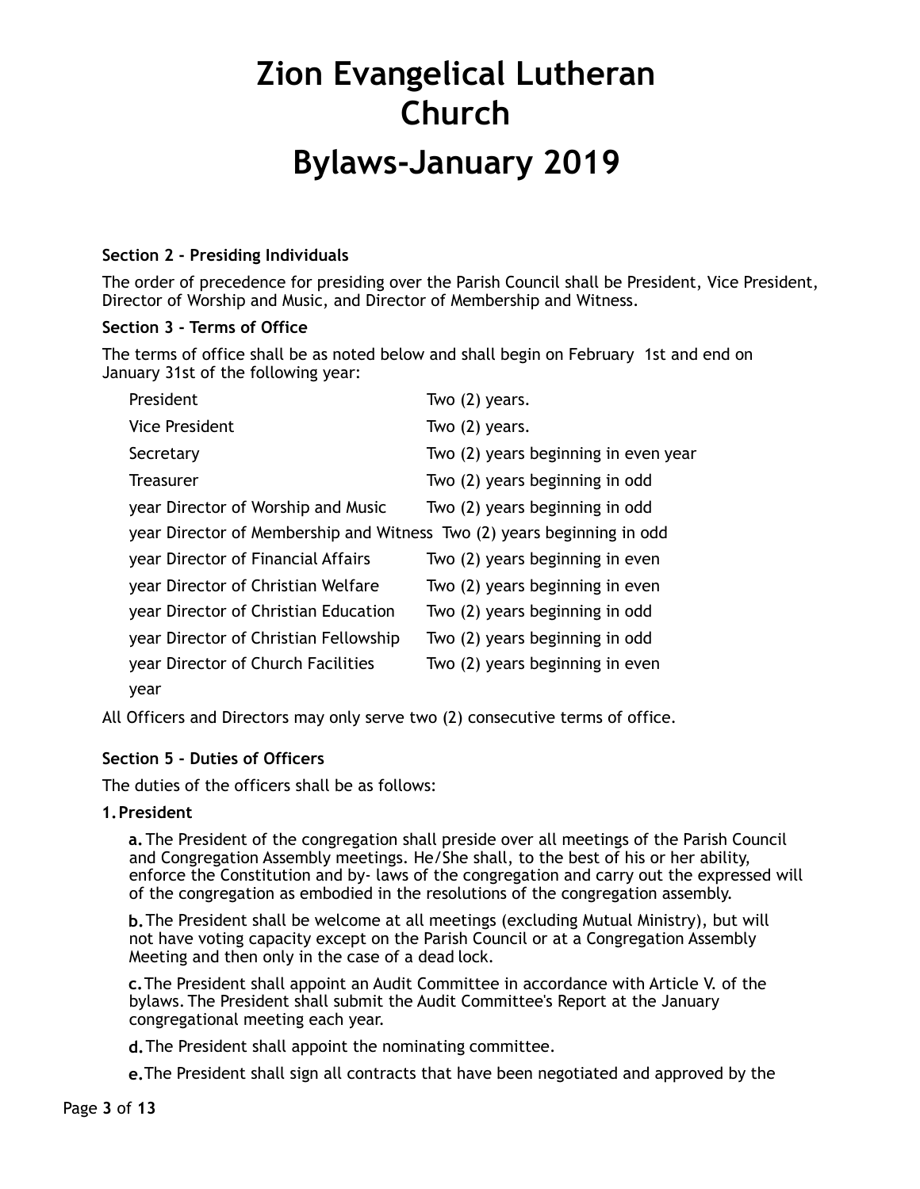**Section 2 - Presiding Individuals**

The order of precedence for presiding over the Parish Council shall be President, Vice President, Director of Worship and Music, and Director of Membership and Witness.

**Section 3 - Terms of Office**

The terms of office shall be as noted below and shall begin on February 1st and end on January 31st of the following year:

| Office | Term |
| --- | --- |
| President | Two (2) years. |
| Vice President | Two (2) years. |
| Secretary | Two (2) years beginning in even year |
| Treasurer | Two (2) years beginning in odd year |
| Director of Worship and Music | Two (2) years beginning in odd year |
| Director of Membership and Witness | Two (2) years beginning in odd year |
| Director of Financial Affairs | Two (2) years beginning in even year |
| Director of Christian Welfare | Two (2) years beginning in even year |
| Director of Christian Education | Two (2) years beginning in odd year |
| Director of Christian Fellowship | Two (2) years beginning in odd year |
| Director of Church Facilities | Two (2) years beginning in even year |

All Officers and Directors may only serve two (2) consecutive terms of office.

**Section 5 - Duties of Officers**

The duties of the officers shall be as follows:

**1. President**

**a.** The President of the congregation shall preside over all meetings of the Parish Council and Congregation Assembly meetings. He/She shall, to the best of his or her ability, enforce the Constitution and by- laws of the congregation and carry out the expressed will of the congregation as embodied in the resolutions of the congregation assembly.

**b.** The President shall be welcome at all meetings (excluding Mutual Ministry), but will not have voting capacity except on the Parish Council or at a Congregation Assembly Meeting and then only in the case of a dead lock.

**c.** The President shall appoint an Audit Committee in accordance with Article V. of the bylaws. The President shall submit the Audit Committee's Report at the January congregational meeting each year.

**d.** The President shall appoint the nominating committee.

**e.** The President shall sign all contracts that have been negotiated and approved by the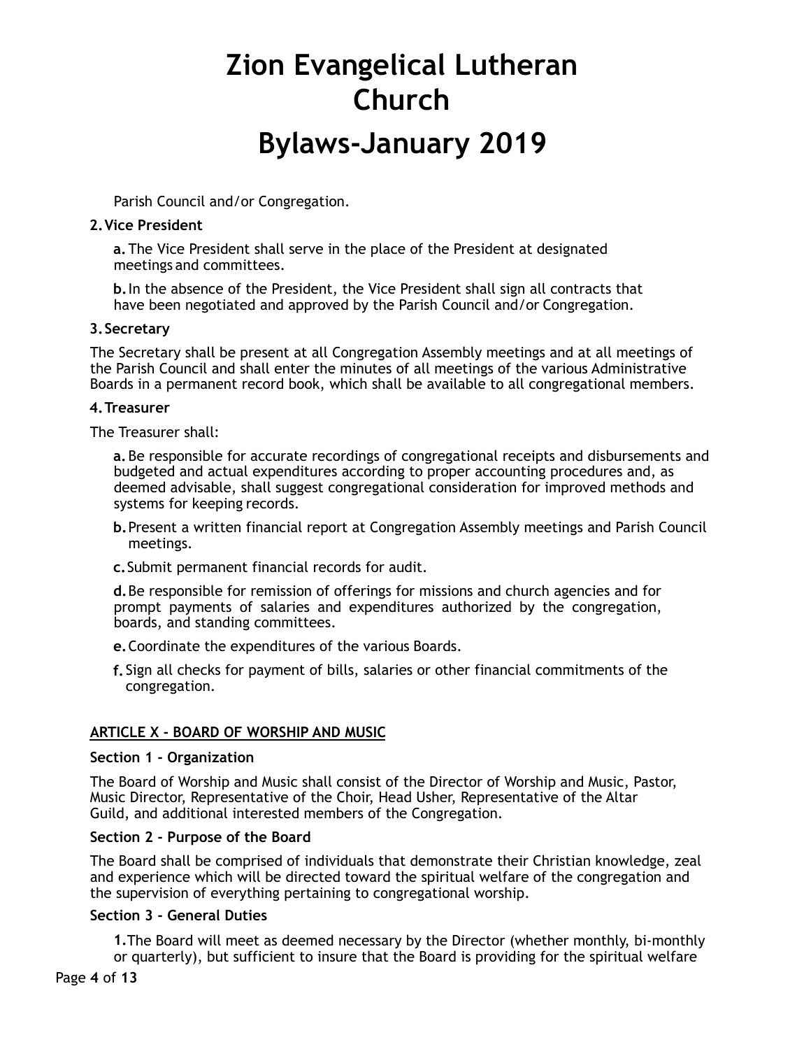Parish Council and/or Congregation.

**2. Vice President**

**a.** The Vice President shall serve in the place of the President at designated meetings and committees.

**b.** In the absence of the President, the Vice President shall sign all contracts that have been negotiated and approved by the Parish Council and/or Congregation.

**3. Secretary**

The Secretary shall be present at all Congregation Assembly meetings and at all meetings of the Parish Council and shall enter the minutes of all meetings of the various Administrative Boards in a permanent record book, which shall be available to all congregational members.

**4. Treasurer**

The Treasurer shall:

**a.** Be responsible for accurate recordings of congregational receipts and disbursements and budgeted and actual expenditures according to proper accounting procedures and, as deemed advisable, shall suggest congregational consideration for improved methods and systems for keeping records.

**b.** Present a written financial report at Congregation Assembly meetings and Parish Council meetings.

**c.** Submit permanent financial records for audit.

**d.** Be responsible for remission of offerings for missions and church agencies and for prompt payments of salaries and expenditures authorized by the congregation, boards, and standing committees.

**e.** Coordinate the expenditures of the various Boards.

**f.** Sign all checks for payment of bills, salaries or other financial commitments of the congregation.

## ARTICLE X - BOARD OF WORSHIP AND MUSIC

**Section 1 - Organization**

The Board of Worship and Music shall consist of the Director of Worship and Music, Pastor, Music Director, Representative of the Choir, Head Usher, Representative of the Altar Guild, and additional interested members of the Congregation.

**Section 2 - Purpose of the Board**

The Board shall be comprised of individuals that demonstrate their Christian knowledge, zeal and experience which will be directed toward the spiritual welfare of the congregation and the supervision of everything pertaining to congregational worship.

**Section 3 - General Duties**

**1.** The Board will meet as deemed necessary by the Director (whether monthly, bi-monthly or quarterly), but sufficient to insure that the Board is providing for the spiritual welfare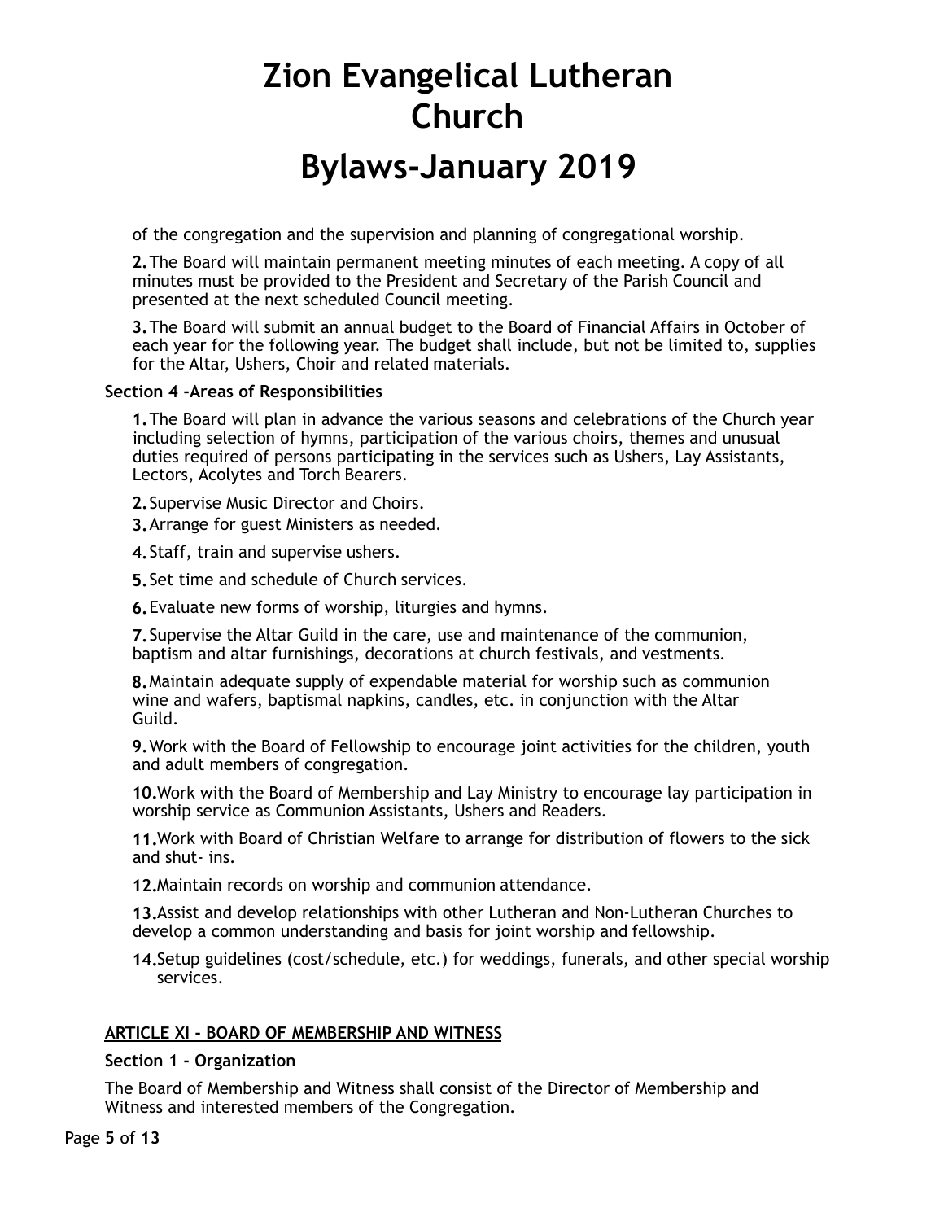of the congregation and the supervision and planning of congregational worship.

**2.** The Board will maintain permanent meeting minutes of each meeting. A copy of all minutes must be provided to the President and Secretary of the Parish Council and presented at the next scheduled Council meeting.

**3.** The Board will submit an annual budget to the Board of Financial Affairs in October of each year for the following year. The budget shall include, but not be limited to, supplies for the Altar, Ushers, Choir and related materials.

**Section 4 -Areas of Responsibilities**

**1.** The Board will plan in advance the various seasons and celebrations of the Church year including selection of hymns, participation of the various choirs, themes and unusual duties required of persons participating in the services such as Ushers, Lay Assistants, Lectors, Acolytes and Torch Bearers.

**2.** Supervise Music Director and Choirs.

**3.** Arrange for guest Ministers as needed.

**4.** Staff, train and supervise ushers.

**5.** Set time and schedule of Church services.

**6.** Evaluate new forms of worship, liturgies and hymns.

**7.** Supervise the Altar Guild in the care, use and maintenance of the communion, baptism and altar furnishings, decorations at church festivals, and vestments.

**8.** Maintain adequate supply of expendable material for worship such as communion wine and wafers, baptismal napkins, candles, etc. in conjunction with the Altar Guild.

**9.** Work with the Board of Fellowship to encourage joint activities for the children, youth and adult members of congregation.

**10.** Work with the Board of Membership and Lay Ministry to encourage lay participation in worship service as Communion Assistants, Ushers and Readers.

**11.** Work with Board of Christian Welfare to arrange for distribution of flowers to the sick and shut- ins.

**12.** Maintain records on worship and communion attendance.

**13.** Assist and develop relationships with other Lutheran and Non-Lutheran Churches to develop a common understanding and basis for joint worship and fellowship.

**14.** Setup guidelines (cost/schedule, etc.) for weddings, funerals, and other special worship services.

## ARTICLE XI - BOARD OF MEMBERSHIP AND WITNESS

**Section 1 - Organization**

The Board of Membership and Witness shall consist of the Director of Membership and Witness and interested members of the Congregation.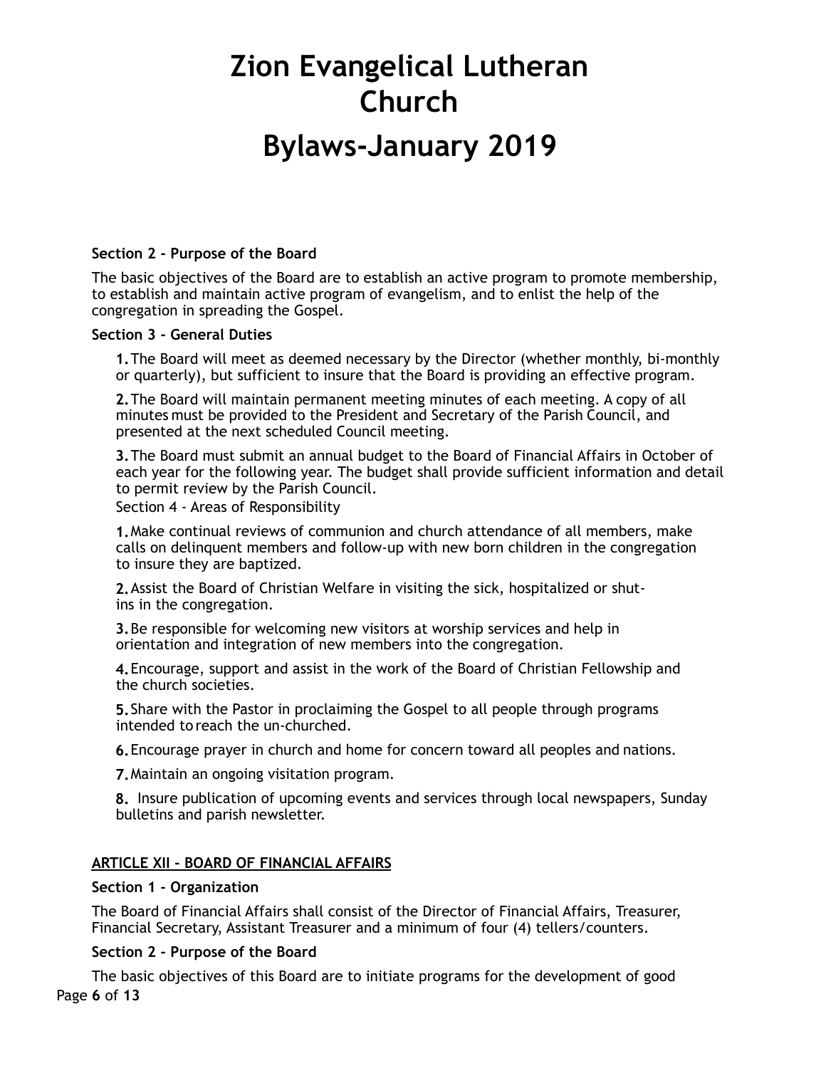**Section 2 - Purpose of the Board**

The basic objectives of the Board are to establish an active program to promote membership, to establish and maintain active program of evangelism, and to enlist the help of the congregation in spreading the Gospel.

**Section 3 - General Duties**

1. The Board will meet as deemed necessary by the Director (whether monthly, bi-monthly or quarterly), but sufficient to insure that the Board is providing an effective program.

2. The Board will maintain permanent meeting minutes of each meeting. A copy of all minutes must be provided to the President and Secretary of the Parish Council, and presented at the next scheduled Council meeting.

3. The Board must submit an annual budget to the Board of Financial Affairs in October of each year for the following year. The budget shall provide sufficient information and detail to permit review by the Parish Council.

Section 4 - Areas of Responsibility

1. Make continual reviews of communion and church attendance of all members, make calls on delinquent members and follow-up with new born children in the congregation to insure they are baptized.

2. Assist the Board of Christian Welfare in visiting the sick, hospitalized or shut-ins in the congregation.

3. Be responsible for welcoming new visitors at worship services and help in orientation and integration of new members into the congregation.

4. Encourage, support and assist in the work of the Board of Christian Fellowship and the church societies.

5. Share with the Pastor in proclaiming the Gospel to all people through programs intended to reach the un-churched.

6. Encourage prayer in church and home for concern toward all peoples and nations.

7. Maintain an ongoing visitation program.

8. Insure publication of upcoming events and services through local newspapers, Sunday bulletins and parish newsletter.

## ARTICLE XII - BOARD OF FINANCIAL AFFAIRS

**Section 1 - Organization**

The Board of Financial Affairs shall consist of the Director of Financial Affairs, Treasurer, Financial Secretary, Assistant Treasurer and a minimum of four (4) tellers/counters.

**Section 2 - Purpose of the Board**

The basic objectives of this Board are to initiate programs for the development of good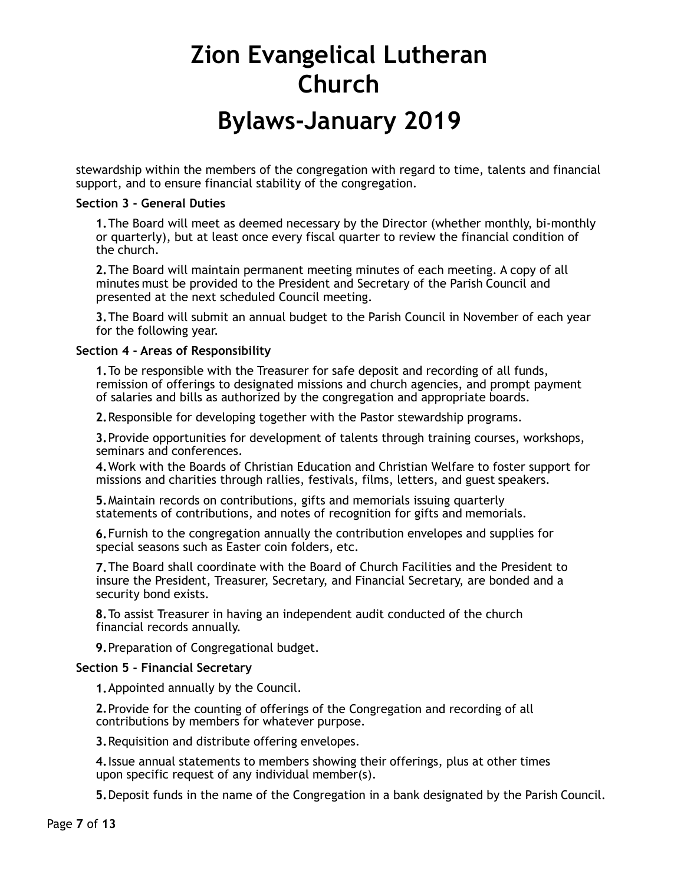stewardship within the members of the congregation with regard to time, talents and financial support, and to ensure financial stability of the congregation.

**Section 3 - General Duties**

**1.** The Board will meet as deemed necessary by the Director (whether monthly, bi-monthly or quarterly), but at least once every fiscal quarter to review the financial condition of the church.

**2.** The Board will maintain permanent meeting minutes of each meeting. A copy of all minutes must be provided to the President and Secretary of the Parish Council and presented at the next scheduled Council meeting.

**3.** The Board will submit an annual budget to the Parish Council in November of each year for the following year.

**Section 4 - Areas of Responsibility**

**1.** To be responsible with the Treasurer for safe deposit and recording of all funds, remission of offerings to designated missions and church agencies, and prompt payment of salaries and bills as authorized by the congregation and appropriate boards.

**2.** Responsible for developing together with the Pastor stewardship programs.

**3.** Provide opportunities for development of talents through training courses, workshops, seminars and conferences.

**4.** Work with the Boards of Christian Education and Christian Welfare to foster support for missions and charities through rallies, festivals, films, letters, and guest speakers.

**5.** Maintain records on contributions, gifts and memorials issuing quarterly statements of contributions, and notes of recognition for gifts and memorials.

**6.** Furnish to the congregation annually the contribution envelopes and supplies for special seasons such as Easter coin folders, etc.

**7.** The Board shall coordinate with the Board of Church Facilities and the President to insure the President, Treasurer, Secretary, and Financial Secretary, are bonded and a security bond exists.

**8.** To assist Treasurer in having an independent audit conducted of the church financial records annually.

**9.** Preparation of Congregational budget.

**Section 5 - Financial Secretary**

**1.** Appointed annually by the Council.

**2.** Provide for the counting of offerings of the Congregation and recording of all contributions by members for whatever purpose.

**3.** Requisition and distribute offering envelopes.

**4.** Issue annual statements to members showing their offerings, plus at other times upon specific request of any individual member(s).

**5.** Deposit funds in the name of the Congregation in a bank designated by the Parish Council.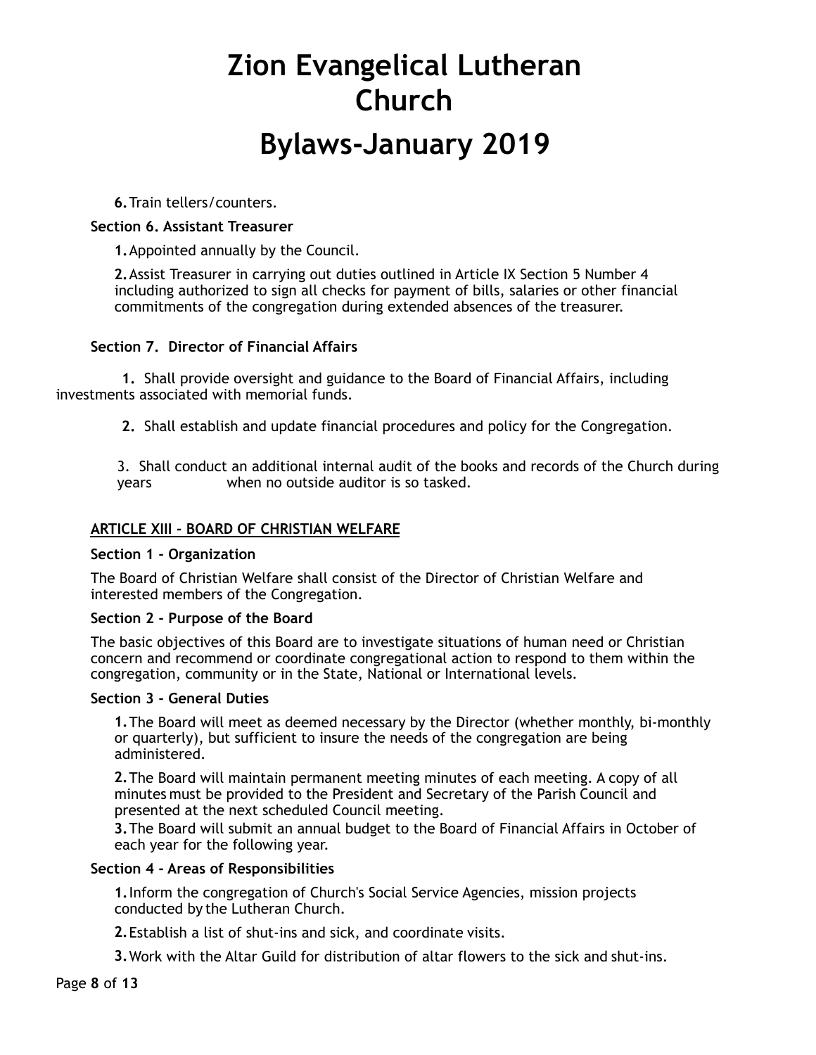6. Train tellers/counters.

**Section 6. Assistant Treasurer**

1. Appointed annually by the Council.

2. Assist Treasurer in carrying out duties outlined in Article IX Section 5 Number 4 including authorized to sign all checks for payment of bills, salaries or other financial commitments of the congregation during extended absences of the treasurer.

**Section 7. Director of Financial Affairs**

1. Shall provide oversight and guidance to the Board of Financial Affairs, including investments associated with memorial funds.

2. Shall establish and update financial procedures and policy for the Congregation.

3. Shall conduct an additional internal audit of the books and records of the Church during years when no outside auditor is so tasked.

## ARTICLE XIII - BOARD OF CHRISTIAN WELFARE

**Section 1 - Organization**

The Board of Christian Welfare shall consist of the Director of Christian Welfare and interested members of the Congregation.

**Section 2 – Purpose of the Board**

The basic objectives of this Board are to investigate situations of human need or Christian concern and recommend or coordinate congregational action to respond to them within the congregation, community or in the State, National or International levels.

**Section 3 – General Duties**

1. The Board will meet as deemed necessary by the Director (whether monthly, bi-monthly or quarterly), but sufficient to insure the needs of the congregation are being administered.

2. The Board will maintain permanent meeting minutes of each meeting. A copy of all minutes must be provided to the President and Secretary of the Parish Council and presented at the next scheduled Council meeting.

3. The Board will submit an annual budget to the Board of Financial Affairs in October of each year for the following year.

**Section 4 - Areas of Responsibilities**

1. Inform the congregation of Church's Social Service Agencies, mission projects conducted by the Lutheran Church.

2. Establish a list of shut-ins and sick, and coordinate visits.

3. Work with the Altar Guild for distribution of altar flowers to the sick and shut-ins.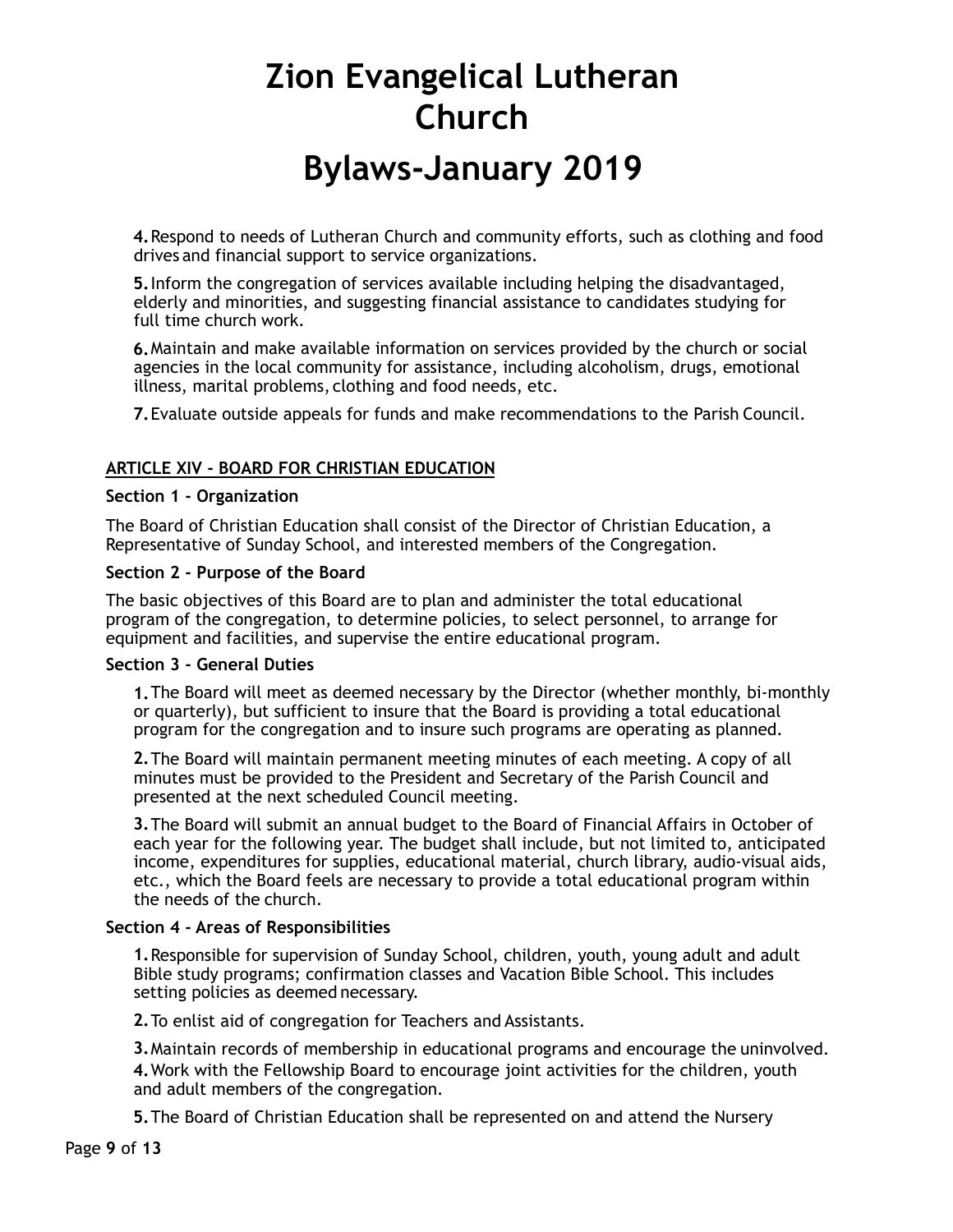4. Respond to needs of Lutheran Church and community efforts, such as clothing and food drives and financial support to service organizations.

5. Inform the congregation of services available including helping the disadvantaged, elderly and minorities, and suggesting financial assistance to candidates studying for full time church work.

6. Maintain and make available information on services provided by the church or social agencies in the local community for assistance, including alcoholism, drugs, emotional illness, marital problems, clothing and food needs, etc.

7. Evaluate outside appeals for funds and make recommendations to the Parish Council.

## ARTICLE XIV - BOARD FOR CHRISTIAN EDUCATION

**Section 1 - Organization**

The Board of Christian Education shall consist of the Director of Christian Education, a Representative of Sunday School, and interested members of the Congregation.

**Section 2 - Purpose of the Board**

The basic objectives of this Board are to plan and administer the total educational program of the congregation, to determine policies, to select personnel, to arrange for equipment and facilities, and supervise the entire educational program.

**Section 3 - General Duties**

1. The Board will meet as deemed necessary by the Director (whether monthly, bi-monthly or quarterly), but sufficient to insure that the Board is providing a total educational program for the congregation and to insure such programs are operating as planned.

2. The Board will maintain permanent meeting minutes of each meeting. A copy of all minutes must be provided to the President and Secretary of the Parish Council and presented at the next scheduled Council meeting.

3. The Board will submit an annual budget to the Board of Financial Affairs in October of each year for the following year. The budget shall include, but not limited to, anticipated income, expenditures for supplies, educational material, church library, audio-visual aids, etc., which the Board feels are necessary to provide a total educational program within the needs of the church.

**Section 4 - Areas of Responsibilities**

1. Responsible for supervision of Sunday School, children, youth, young adult and adult Bible study programs; confirmation classes and Vacation Bible School. This includes setting policies as deemed necessary.

2. To enlist aid of congregation for Teachers and Assistants.

3. Maintain records of membership in educational programs and encourage the uninvolved.

4. Work with the Fellowship Board to encourage joint activities for the children, youth and adult members of the congregation.

5. The Board of Christian Education shall be represented on and attend the Nursery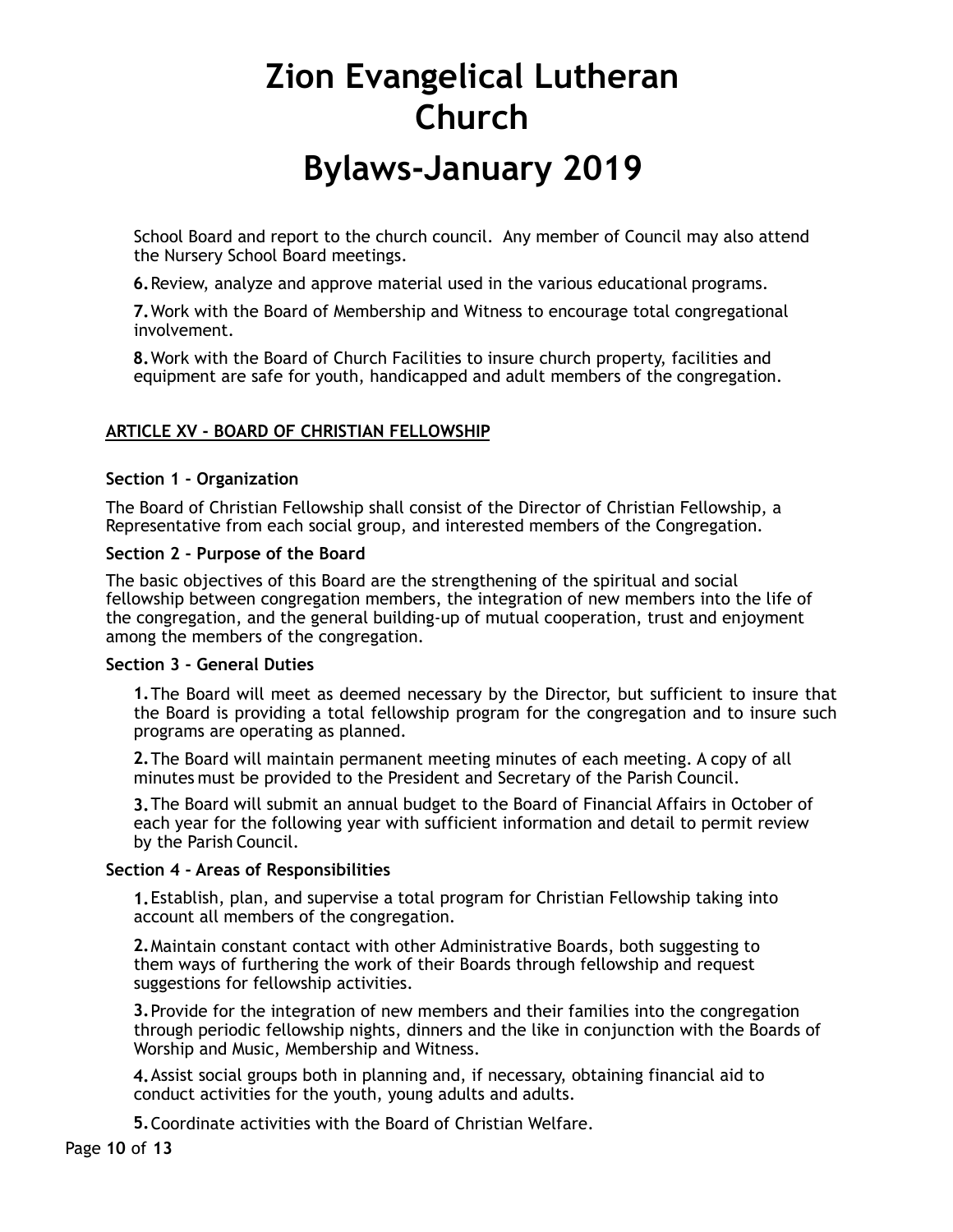School Board and report to the church council.  Any member of Council may also attend the Nursery School Board meetings.

**6.** Review, analyze and approve material used in the various educational programs.

**7.** Work with the Board of Membership and Witness to encourage total congregational involvement.

**8.** Work with the Board of Church Facilities to insure church property, facilities and equipment are safe for youth, handicapped and adult members of the congregation.

## ARTICLE XV – BOARD OF CHRISTIAN FELLOWSHIP

### Section 1 – Organization

The Board of Christian Fellowship shall consist of the Director of Christian Fellowship, a Representative from each social group, and interested members of the Congregation.

### Section 2 – Purpose of the Board

The basic objectives of this Board are the strengthening of the spiritual and social fellowship between congregation members, the integration of new members into the life of the congregation, and the general building-up of mutual cooperation, trust and enjoyment among the members of the congregation.

### Section 3 – General Duties

**1.** The Board will meet as deemed necessary by the Director, but sufficient to insure that the Board is providing a total fellowship program for the congregation and to insure such programs are operating as planned.

**2.** The Board will maintain permanent meeting minutes of each meeting. A copy of all minutes must be provided to the President and Secretary of the Parish Council.

**3.** The Board will submit an annual budget to the Board of Financial Affairs in October of each year for the following year with sufficient information and detail to permit review by the Parish Council.

### Section 4 – Areas of Responsibilities

**1.** Establish, plan, and supervise a total program for Christian Fellowship taking into account all members of the congregation.

**2.** Maintain constant contact with other Administrative Boards, both suggesting to them ways of furthering the work of their Boards through fellowship and request suggestions for fellowship activities.

**3.** Provide for the integration of new members and their families into the congregation through periodic fellowship nights, dinners and the like in conjunction with the Boards of Worship and Music, Membership and Witness.

**4.** Assist social groups both in planning and, if necessary, obtaining financial aid to conduct activities for the youth, young adults and adults.

**5.** Coordinate activities with the Board of Christian Welfare.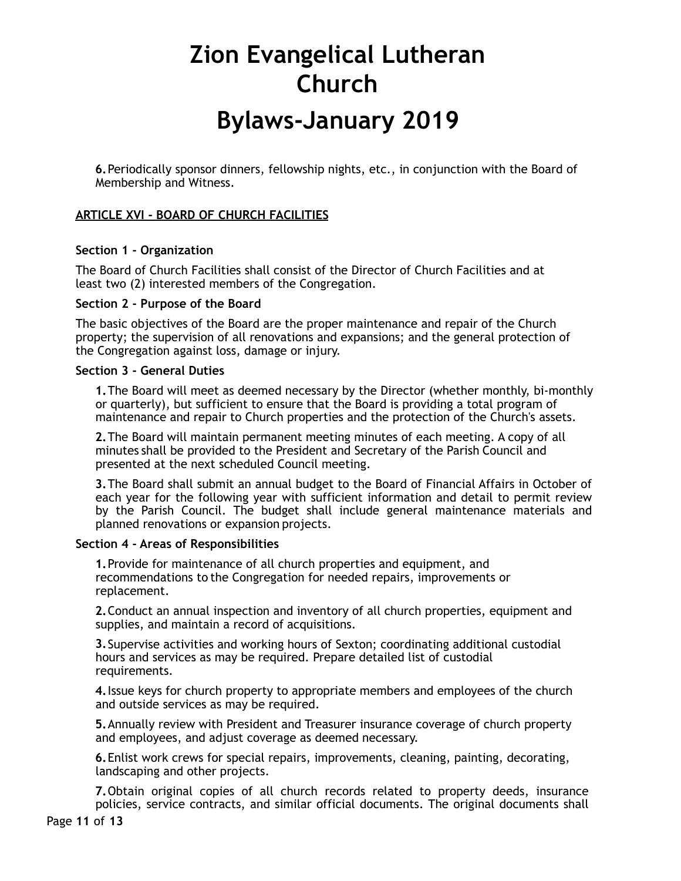6. Periodically sponsor dinners, fellowship nights, etc., in conjunction with the Board of Membership and Witness.

## ARTICLE XVI - BOARD OF CHURCH FACILITIES

### Section 1 - Organization

The Board of Church Facilities shall consist of the Director of Church Facilities and at least two (2) interested members of the Congregation.

### Section 2 - Purpose of the Board

The basic objectives of the Board are the proper maintenance and repair of the Church property; the supervision of all renovations and expansions; and the general protection of the Congregation against loss, damage or injury.

### Section 3 - General Duties

1. The Board will meet as deemed necessary by the Director (whether monthly, bi-monthly or quarterly), but sufficient to ensure that the Board is providing a total program of maintenance and repair to Church properties and the protection of the Church's assets.

2. The Board will maintain permanent meeting minutes of each meeting. A copy of all minutes shall be provided to the President and Secretary of the Parish Council and presented at the next scheduled Council meeting.

3. The Board shall submit an annual budget to the Board of Financial Affairs in October of each year for the following year with sufficient information and detail to permit review by the Parish Council. The budget shall include general maintenance materials and planned renovations or expansion projects.

### Section 4 - Areas of Responsibilities

1. Provide for maintenance of all church properties and equipment, and recommendations to the Congregation for needed repairs, improvements or replacement.

2. Conduct an annual inspection and inventory of all church properties, equipment and supplies, and maintain a record of acquisitions.

3. Supervise activities and working hours of Sexton; coordinating additional custodial hours and services as may be required. Prepare detailed list of custodial requirements.

4. Issue keys for church property to appropriate members and employees of the church and outside services as may be required.

5. Annually review with President and Treasurer insurance coverage of church property and employees, and adjust coverage as deemed necessary.

6. Enlist work crews for special repairs, improvements, cleaning, painting, decorating, landscaping and other projects.

7. Obtain original copies of all church records related to property deeds, insurance policies, service contracts, and similar official documents. The original documents shall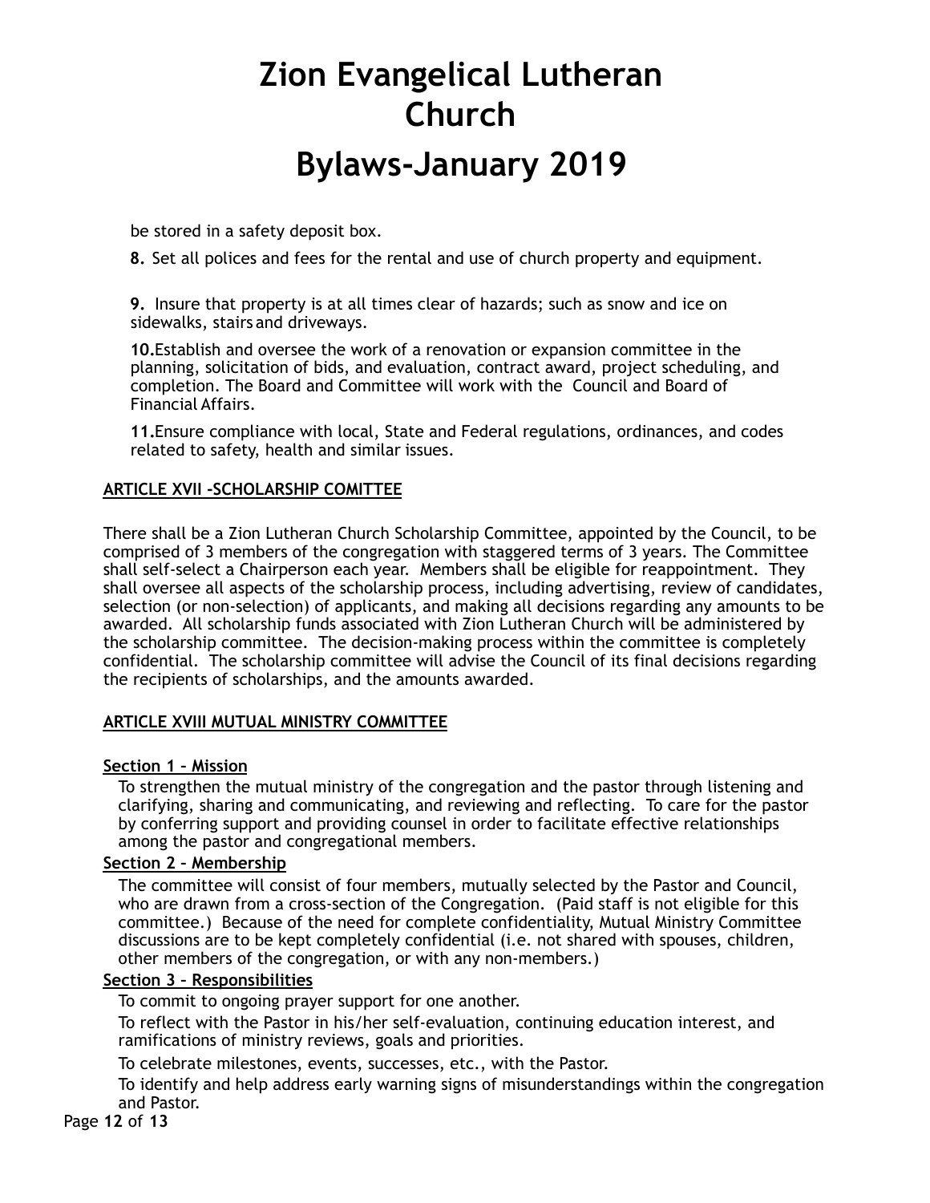be stored in a safety deposit box.

**8.** Set all polices and fees for the rental and use of church property and equipment.

**9.** Insure that property is at all times clear of hazards; such as snow and ice on sidewalks, stairs and driveways.

**10.**Establish and oversee the work of a renovation or expansion committee in the planning, solicitation of bids, and evaluation, contract award, project scheduling, and completion. The Board and Committee will work with the Council and Board of Financial Affairs.

**11.**Ensure compliance with local, State and Federal regulations, ordinances, and codes related to safety, health and similar issues.

## ARTICLE XVII -SCHOLARSHIP COMITTEE

There shall be a Zion Lutheran Church Scholarship Committee, appointed by the Council, to be comprised of 3 members of the congregation with staggered terms of 3 years. The Committee shall self-select a Chairperson each year. Members shall be eligible for reappointment. They shall oversee all aspects of the scholarship process, including advertising, review of candidates, selection (or non-selection) of applicants, and making all decisions regarding any amounts to be awarded. All scholarship funds associated with Zion Lutheran Church will be administered by the scholarship committee. The decision-making process within the committee is completely confidential. The scholarship committee will advise the Council of its final decisions regarding the recipients of scholarships, and the amounts awarded.

## ARTICLE XVIII MUTUAL MINISTRY COMMITTEE

### Section 1 – Mission

To strengthen the mutual ministry of the congregation and the pastor through listening and clarifying, sharing and communicating, and reviewing and reflecting. To care for the pastor by conferring support and providing counsel in order to facilitate effective relationships among the pastor and congregational members.

### Section 2 – Membership

The committee will consist of four members, mutually selected by the Pastor and Council, who are drawn from a cross-section of the Congregation. (Paid staff is not eligible for this committee.) Because of the need for complete confidentiality, Mutual Ministry Committee discussions are to be kept completely confidential (i.e. not shared with spouses, children, other members of the congregation, or with any non-members.)

### Section 3 – Responsibilities

To commit to ongoing prayer support for one another.

To reflect with the Pastor in his/her self-evaluation, continuing education interest, and ramifications of ministry reviews, goals and priorities.

To celebrate milestones, events, successes, etc., with the Pastor.

To identify and help address early warning signs of misunderstandings within the congregation and Pastor.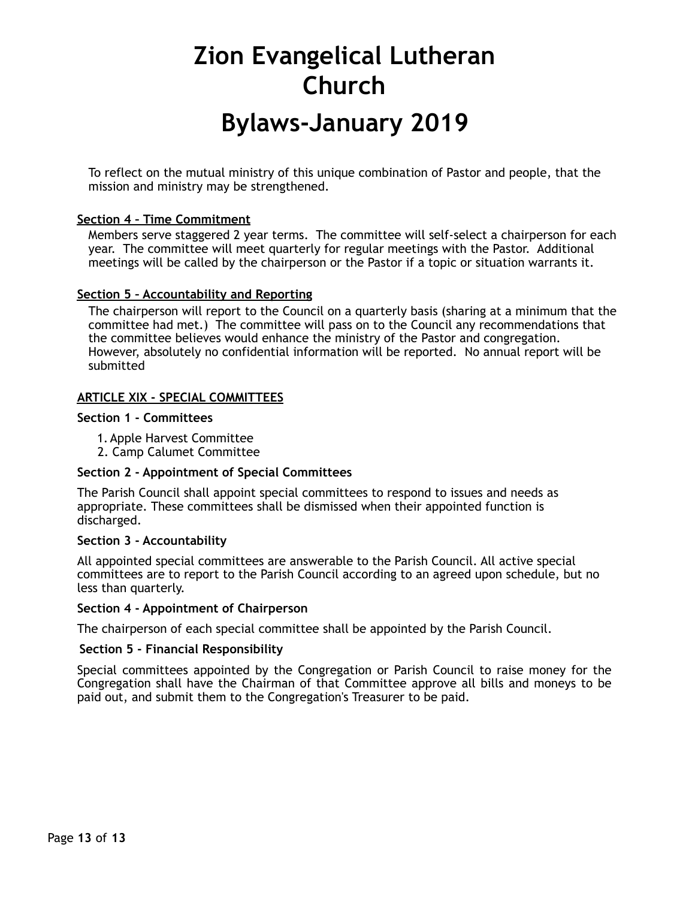# Zion Evangelical Lutheran Church

# Bylaws-January 2019

To reflect on the mutual ministry of this unique combination of Pastor and people, that the mission and ministry may be strengthened.

**Section 4 – Time Commitment**

Members serve staggered 2 year terms. The committee will self-select a chairperson for each year. The committee will meet quarterly for regular meetings with the Pastor. Additional meetings will be called by the chairperson or the Pastor if a topic or situation warrants it.

**Section 5 – Accountability and Reporting**

The chairperson will report to the Council on a quarterly basis (sharing at a minimum that the committee had met.) The committee will pass on to the Council any recommendations that the committee believes would enhance the ministry of the Pastor and congregation. However, absolutely no confidential information will be reported. No annual report will be submitted

**ARTICLE XIX - SPECIAL COMMITTEES**

**Section 1 - Committees**

1. Apple Harvest Committee
2. Camp Calumet Committee

**Section 2 - Appointment of Special Committees**

The Parish Council shall appoint special committees to respond to issues and needs as appropriate. These committees shall be dismissed when their appointed function is discharged.

**Section 3 - Accountability**

All appointed special committees are answerable to the Parish Council. All active special committees are to report to the Parish Council according to an agreed upon schedule, but no less than quarterly.

**Section 4 - Appointment of Chairperson**

The chairperson of each special committee shall be appointed by the Parish Council.

**Section 5 - Financial Responsibility**

Special committees appointed by the Congregation or Parish Council to raise money for the Congregation shall have the Chairman of that Committee approve all bills and moneys to be paid out, and submit them to the Congregation's Treasurer to be paid.